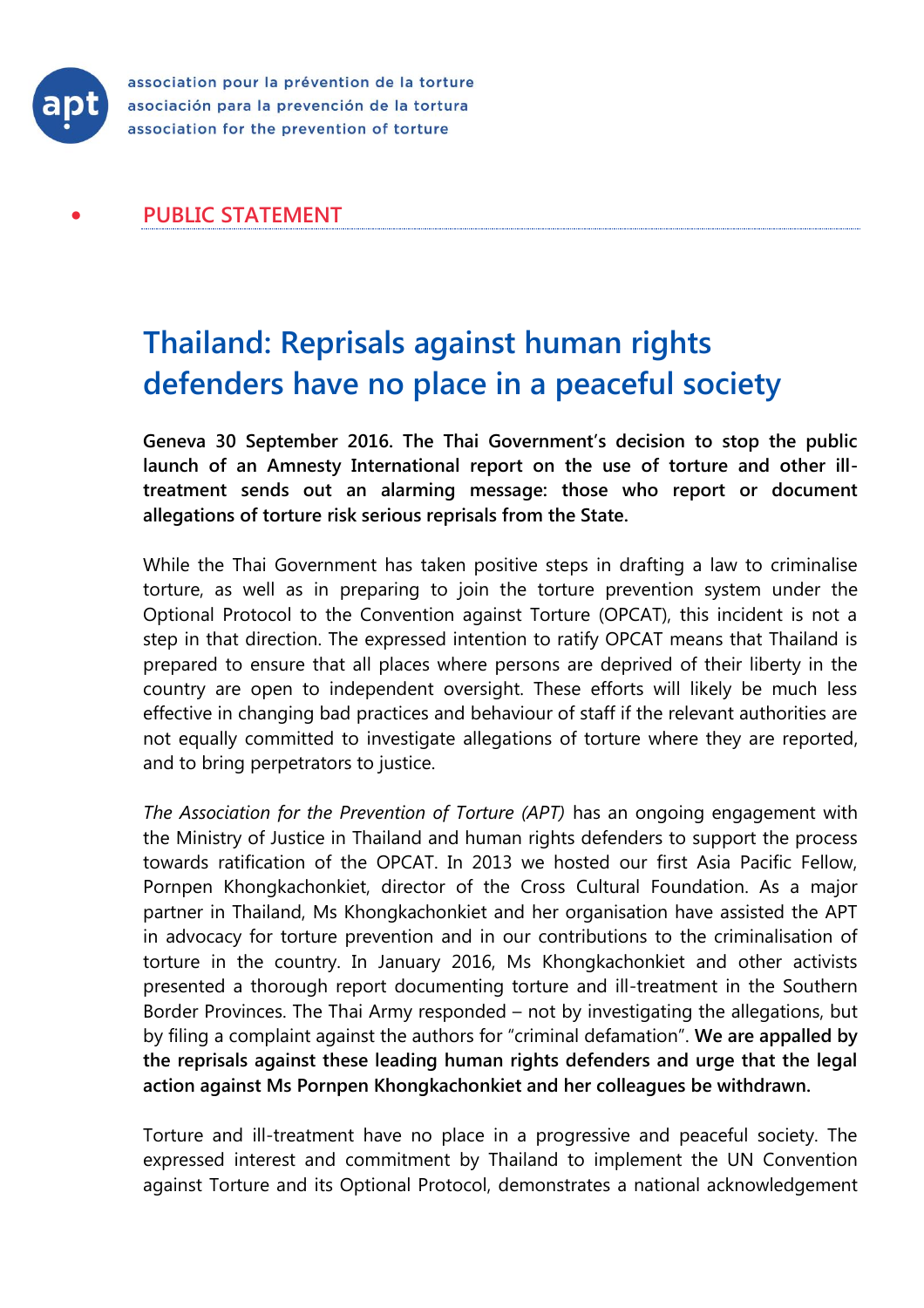association pour la prévention de la torture
asociación para la prevención de la tortura
association for the prevention of torture

- PUBLIC STATEMENT

# Thailand: Reprisals against human rights defenders have no place in a peaceful society

**Geneva 30 September 2016. The Thai Government's decision to stop the public launch of an Amnesty International report on the use of torture and other ill-treatment sends out an alarming message: those who report or document allegations of torture risk serious reprisals from the State.**

While the Thai Government has taken positive steps in drafting a law to criminalise torture, as well as in preparing to join the torture prevention system under the Optional Protocol to the Convention against Torture (OPCAT), this incident is not a step in that direction. The expressed intention to ratify OPCAT means that Thailand is prepared to ensure that all places where persons are deprived of their liberty in the country are open to independent oversight. These efforts will likely be much less effective in changing bad practices and behaviour of staff if the relevant authorities are not equally committed to investigate allegations of torture where they are reported, and to bring perpetrators to justice.

*The Association for the Prevention of Torture (APT)* has an ongoing engagement with the Ministry of Justice in Thailand and human rights defenders to support the process towards ratification of the OPCAT. In 2013 we hosted our first Asia Pacific Fellow, Pornpen Khongkachonkiet, director of the Cross Cultural Foundation. As a major partner in Thailand, Ms Khongkachonkiet and her organisation have assisted the APT in advocacy for torture prevention and in our contributions to the criminalisation of torture in the country. In January 2016, Ms Khongkachonkiet and other activists presented a thorough report documenting torture and ill-treatment in the Southern Border Provinces. The Thai Army responded – not by investigating the allegations, but by filing a complaint against the authors for "criminal defamation". **We are appalled by the reprisals against these leading human rights defenders and urge that the legal action against Ms Pornpen Khongkachonkiet and her colleagues be withdrawn.**

Torture and ill-treatment have no place in a progressive and peaceful society. The expressed interest and commitment by Thailand to implement the UN Convention against Torture and its Optional Protocol, demonstrates a national acknowledgement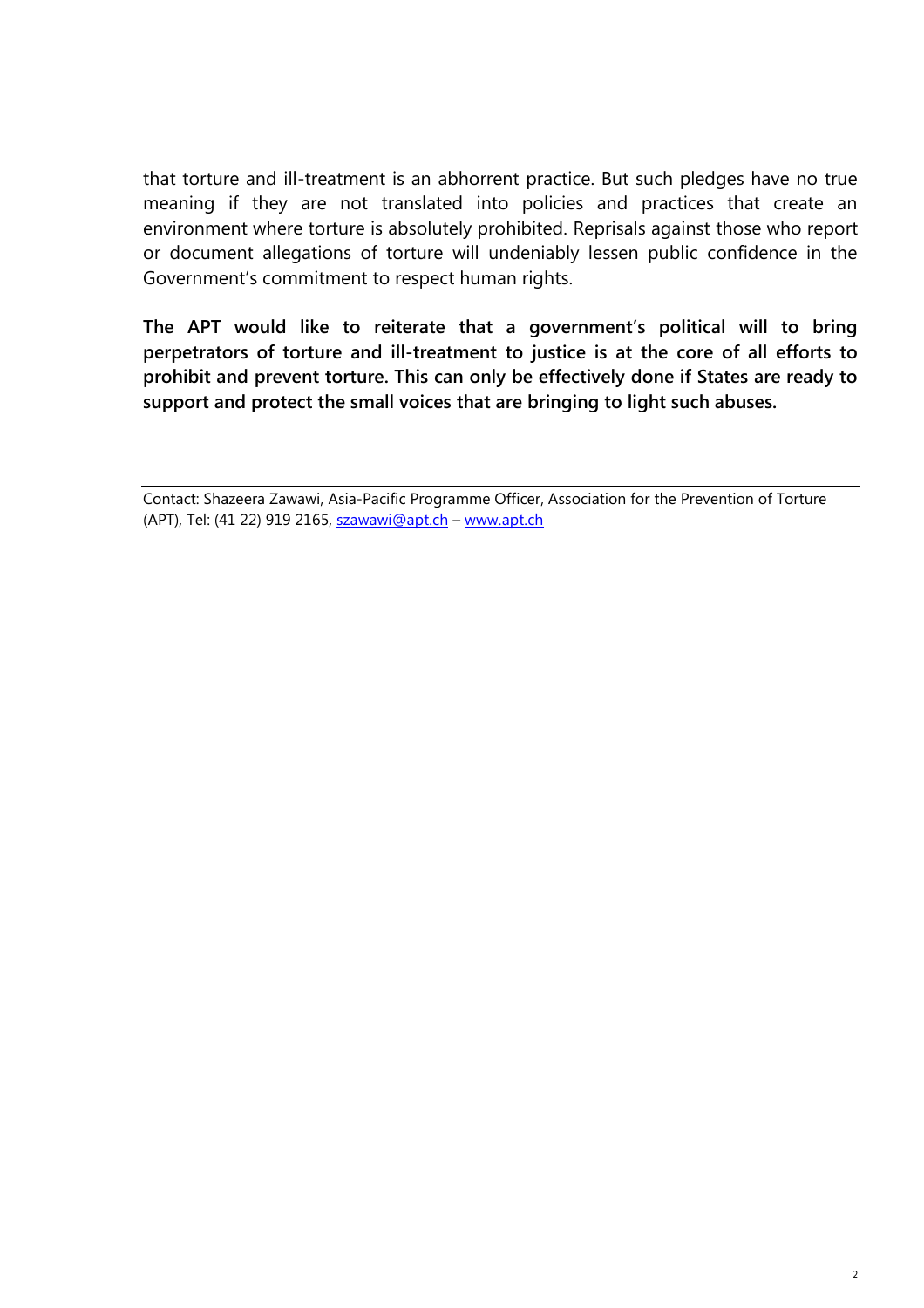that torture and ill-treatment is an abhorrent practice. But such pledges have no true meaning if they are not translated into policies and practices that create an environment where torture is absolutely prohibited. Reprisals against those who report or document allegations of torture will undeniably lessen public confidence in the Government's commitment to respect human rights.

**The APT would like to reiterate that a government's political will to bring perpetrators of torture and ill-treatment to justice is at the core of all efforts to prohibit and prevent torture. This can only be effectively done if States are ready to support and protect the small voices that are bringing to light such abuses.**

---

Contact: Shazeera Zawawi, Asia-Pacific Programme Officer, Association for the Prevention of Torture (APT), Tel: (41 22) 919 2165, szawawi@apt.ch – www.apt.ch